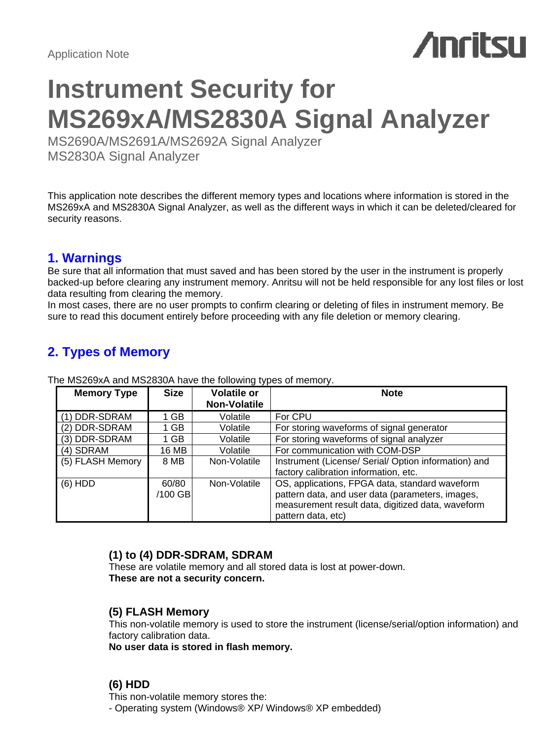Application Note

# Instrument Security for MS269xA/MS2830A Signal Analyzer

MS2690A/MS2691A/MS2692A Signal Analyzer
MS2830A Signal Analyzer

This application note describes the different memory types and locations where information is stored in the MS269xA and MS2830A Signal Analyzer, as well as the different ways in which it can be deleted/cleared for security reasons.

## 1. Warnings

Be sure that all information that must saved and has been stored by the user in the instrument is properly backed-up before clearing any instrument memory. Anritsu will not be held responsible for any lost files or lost data resulting from clearing the memory.
In most cases, there are no user prompts to confirm clearing or deleting of files in instrument memory. Be sure to read this document entirely before proceeding with any file deletion or memory clearing.

## 2. Types of Memory

The MS269xA and MS2830A have the following types of memory.

| Memory Type | Size | Volatile or Non-Volatile | Note |
|---|---|---|---|
| (1) DDR-SDRAM | 1 GB | Volatile | For CPU |
| (2) DDR-SDRAM | 1 GB | Volatile | For storing waveforms of signal generator |
| (3) DDR-SDRAM | 1 GB | Volatile | For storing waveforms of signal analyzer |
| (4) SDRAM | 16 MB | Volatile | For communication with COM-DSP |
| (5) FLASH Memory | 8 MB | Non-Volatile | Instrument (License/ Serial/ Option information) and factory calibration information, etc. |
| (6) HDD | 60/80 /100 GB | Non-Volatile | OS, applications, FPGA data, standard waveform pattern data, and user data (parameters, images, measurement result data, digitized data, waveform pattern data, etc) |

### (1) to (4) DDR-SDRAM, SDRAM

These are volatile memory and all stored data is lost at power-down.
**These are not a security concern.**

### (5) FLASH Memory

This non-volatile memory is used to store the instrument (license/serial/option information) and factory calibration data.
**No user data is stored in flash memory.**

### (6) HDD

This non-volatile memory stores the:
- Operating system (Windows® XP/ Windows® XP embedded)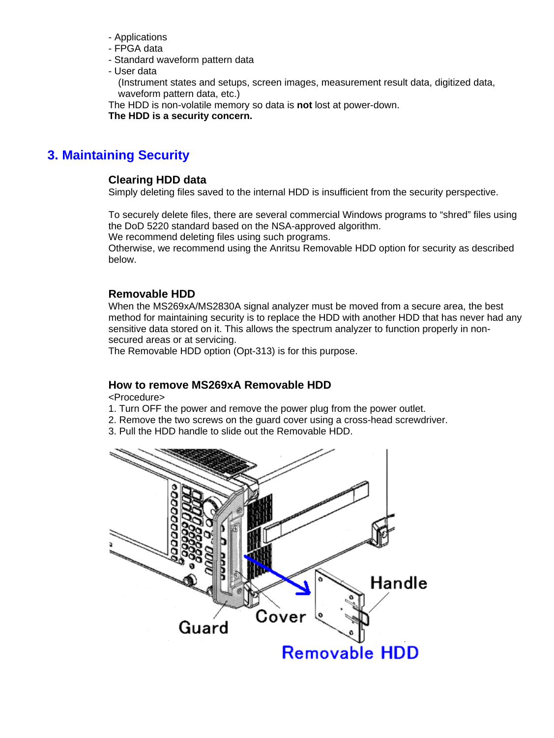- Applications
- FPGA data
- Standard waveform pattern data
- User data
  (Instrument states and setups, screen images, measurement result data, digitized data, waveform pattern data, etc.)

The HDD is non-volatile memory so data is **not** lost at power-down.
**The HDD is a security concern.**

## 3. Maintaining Security

### Clearing HDD data

Simply deleting files saved to the internal HDD is insufficient from the security perspective.

To securely delete files, there are several commercial Windows programs to "shred" files using the DoD 5220 standard based on the NSA-approved algorithm.
We recommend deleting files using such programs.
Otherwise, we recommend using the Anritsu Removable HDD option for security as described below.

### Removable HDD

When the MS269xA/MS2830A signal analyzer must be moved from a secure area, the best method for maintaining security is to replace the HDD with another HDD that has never had any sensitive data stored on it. This allows the spectrum analyzer to function properly in non-secured areas or at servicing.
The Removable HDD option (Opt-313) is for this purpose.

### How to remove MS269xA Removable HDD

<Procedure>

1. Turn OFF the power and remove the power plug from the power outlet.
2. Remove the two screws on the guard cover using a cross-head screwdriver.
3. Pull the HDD handle to slide out the Removable HDD.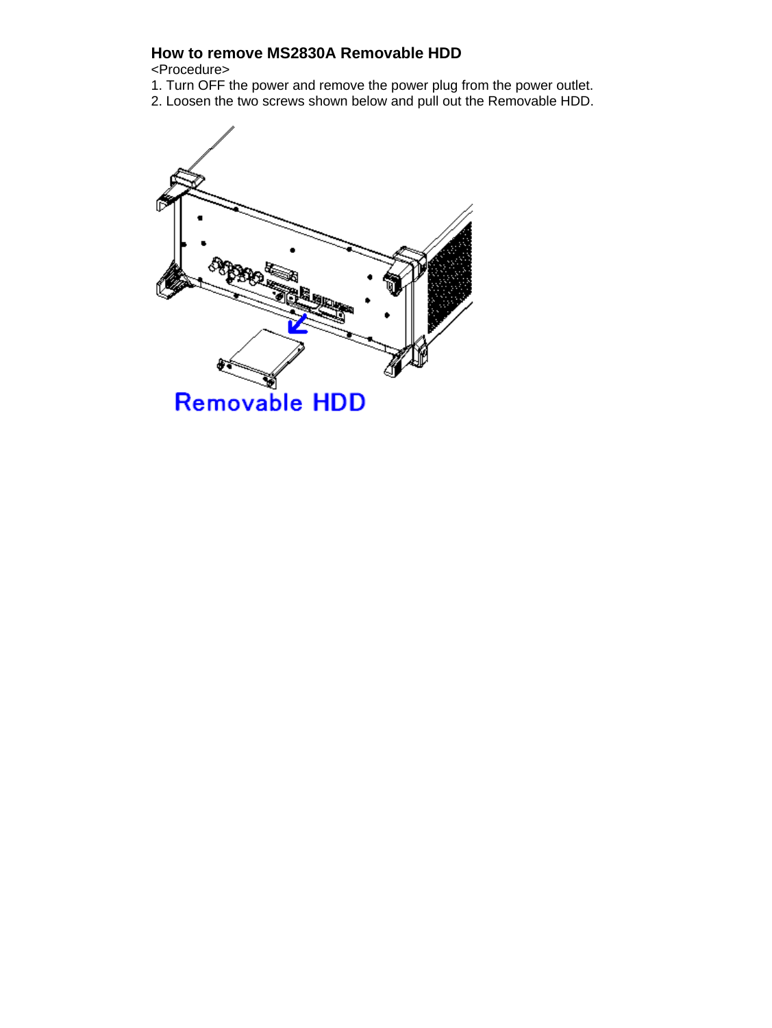## How to remove MS2830A Removable HDD

<Procedure>

1. Turn OFF the power and remove the power plug from the power outlet.
2. Loosen the two screws shown below and pull out the Removable HDD.

Removable HDD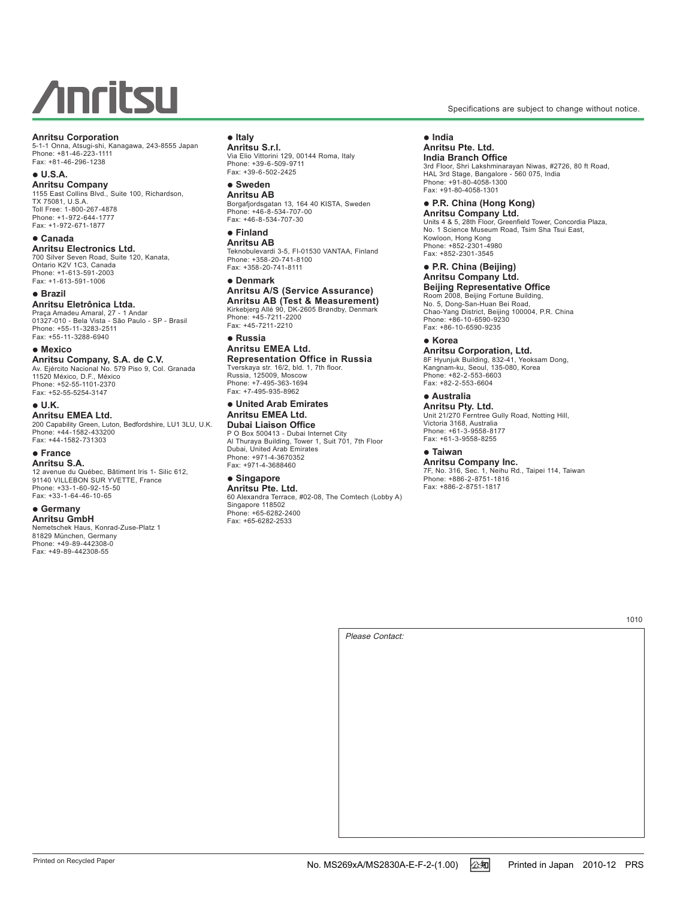# Anritsu

Specifications are subject to change without notice.

**Anritsu Corporation**
5-1-1 Onna, Atsugi-shi, Kanagawa, 243-8555 Japan
Phone: +81-46-223-1111
Fax: +81-46-296-1238

**● U.S.A.**
**Anritsu Company**
1155 East Collins Blvd., Suite 100, Richardson, TX 75081, U.S.A.
Toll Free: 1-800-267-4878
Phone: +1-972-644-1777
Fax: +1-972-671-1877

**● Canada**
**Anritsu Electronics Ltd.**
700 Silver Seven Road, Suite 120, Kanata, Ontario K2V 1C3, Canada
Phone: +1-613-591-2003
Fax: +1-613-591-1006

**● Brazil**
**Anritsu Eletrônica Ltda.**
Praça Amadeu Amaral, 27 - 1 Andar
01327-010 - Bela Vista - São Paulo - SP - Brasil
Phone: +55-11-3283-2511
Fax: +55-11-3288-6940

**● Mexico**
**Anritsu Company, S.A. de C.V.**
Av. Ejército Nacional No. 579 Piso 9, Col. Granada
11520 México, D.F., México
Phone: +52-55-1101-2370
Fax: +52-55-5254-3147

**● U.K.**
**Anritsu EMEA Ltd.**
200 Capability Green, Luton, Bedfordshire, LU1 3LU, U.K.
Phone: +44-1582-433200
Fax: +44-1582-731303

**● France**
**Anritsu S.A.**
12 avenue du Québec, Bâtiment Iris 1- Silic 612, 91140 VILLEBON SUR YVETTE, France
Phone: +33-1-60-92-15-50
Fax: +33-1-64-46-10-65

**● Germany**
**Anritsu GmbH**
Nemetschek Haus, Konrad-Zuse-Platz 1
81829 München, Germany
Phone: +49-89-442308-0
Fax: +49-89-442308-55

**● Italy**
**Anritsu S.r.l.**
Via Elio Vittorini 129, 00144 Roma, Italy
Phone: +39-6-509-9711
Fax: +39-6-502-2425

**● Sweden**
**Anritsu AB**
Borgafjordsgatan 13, 164 40 KISTA, Sweden
Phone: +46-8-534-707-00
Fax: +46-8-534-707-30

**● Finland**
**Anritsu AB**
Teknobulevardi 3-5, FI-01530 VANTAA, Finland
Phone: +358-20-741-8100
Fax: +358-20-741-8111

**● Denmark**
**Anritsu A/S (Service Assurance)**
**Anritsu AB (Test & Measurement)**
Kirkebjerg Allé 90, DK-2605 Brøndby, Denmark
Phone: +45-7211-2200
Fax: +45-7211-2210

**● Russia**
**Anritsu EMEA Ltd.**
**Representation Office in Russia**
Tverskaya str. 16/2, bld. 1, 7th floor.
Russia, 125009, Moscow
Phone: +7-495-363-1694
Fax: +7-495-935-8962

**● United Arab Emirates**
**Anritsu EMEA Ltd.**
**Dubai Liaison Office**
P O Box 500413 - Dubai Internet City
Al Thuraya Building, Tower 1, Suit 701, 7th Floor
Dubai, United Arab Emirates
Phone: +971-4-3670352
Fax: +971-4-3688460

**● Singapore**
**Anritsu Pte. Ltd.**
60 Alexandra Terrace, #02-08, The Comtech (Lobby A)
Singapore 118502
Phone: +65-6282-2400
Fax: +65-6282-2533

**● India**
**Anritsu Pte. Ltd.**
**India Branch Office**
3rd Floor, Shri Lakshminarayan Niwas, #2726, 80 ft Road, HAL 3rd Stage, Bangalore - 560 075, India
Phone: +91-80-4058-1300
Fax: +91-80-4058-1301

**● P.R. China (Hong Kong)**
**Anritsu Company Ltd.**
Units 4 & 5, 28th Floor, Greenfield Tower, Concordia Plaza, No. 1 Science Museum Road, Tsim Sha Tsui East, Kowloon, Hong Kong
Phone: +852-2301-4980
Fax: +852-2301-3545

**● P.R. China (Beijing)**
**Anritsu Company Ltd.**
**Beijing Representative Office**
Room 2008, Beijing Fortune Building,
No. 5, Dong-San-Huan Bei Road,
Chao-Yang District, Beijing 100004, P.R. China
Phone: +86-10-6590-9230
Fax: +86-10-6590-9235

**● Korea**
**Anritsu Corporation, Ltd.**
8F Hyunjuk Building, 832-41, Yeoksam Dong, Kangnam-ku, Seoul, 135-080, Korea
Phone: +82-2-553-6603
Fax: +82-2-553-6604

**● Australia**
**Anritsu Pty. Ltd.**
Unit 21/270 Ferntree Gully Road, Notting Hill, Victoria 3168, Australia
Phone: +61-3-9558-8177
Fax: +61-3-9558-8255

**● Taiwan**
**Anritsu Company Inc.**
7F, No. 316, Sec. 1, Neihu Rd., Taipei 114, Taiwan
Phone: +886-2-8751-1816
Fax: +886-2-8751-1817

1010

*Please Contact:*

Printed on Recycled Paper

No. MS269xA/MS2830A-E-F-2-(1.00) 公知 Printed in Japan 2010-12 PRS